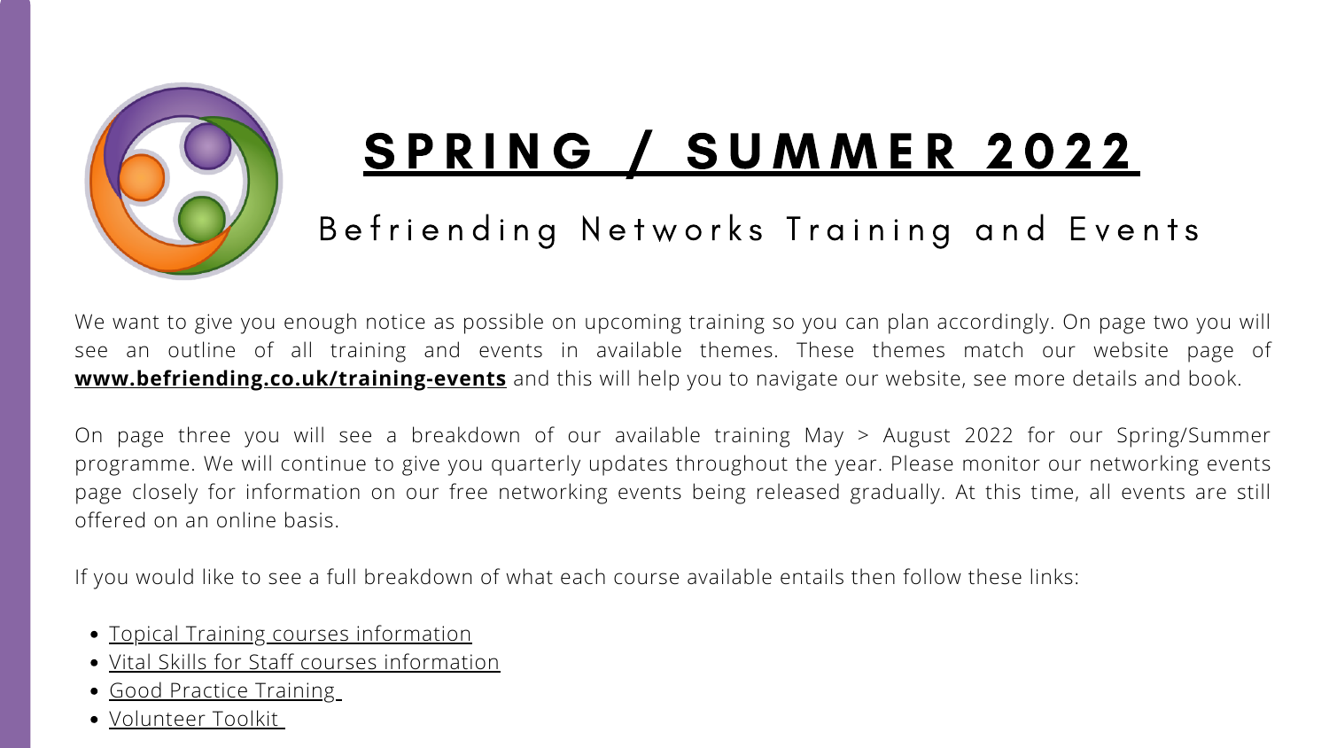# SPRING / SUMMER 2022

## Befriending Networks Training and Events

We want to give you enough notice as possible on upcoming training so you can plan accordingly. On page two you will see an outline of all training and events in available themes. These themes match our website page of **www.befriending.co.uk/training-events** and this will help you to navigate our website, see more details and book.

On page three you will see a breakdown of our available training May > August 2022 for our Spring/Summer programme. We will continue to give you quarterly updates throughout the year. Please monitor our networking events page closely for information on our free networking events being released gradually. At this time, all events are still offered on an online basis.

If you would like to see a full breakdown of what each course available entails then follow these links:

- Topical Training courses information
- Vital Skills for Staff courses information
- Good Practice Training
- Volunteer Toolkit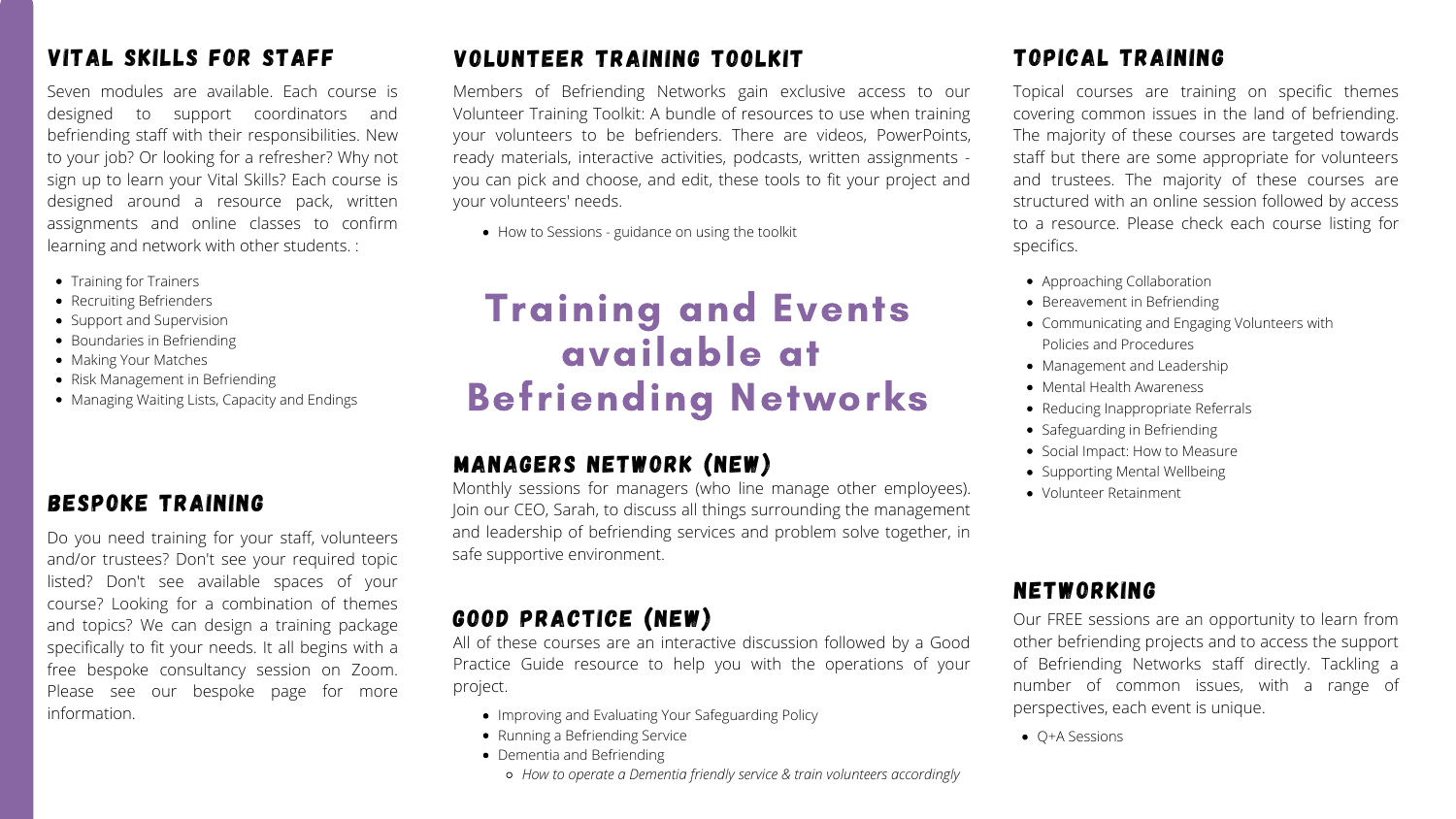# Training and Events available at Befriending Networks

## VITAL SKILLS FOR STAFF

Seven modules are available. Each course is designed to support coordinators and befriending staff with their responsibilities. New to your job? Or looking for a refresher? Why not sign up to learn your Vital Skills? Each course is designed around a resource pack, written assignments and online classes to confirm learning and network with other students. :

- Training for Trainers
- Recruiting Befrienders
- Support and Supervision
- Boundaries in Befriending
- Making Your Matches
- Risk Management in Befriending
- Managing Waiting Lists, Capacity and Endings

## BESPOKE TRAINING

Do you need training for your staff, volunteers and/or trustees? Don't see your required topic listed? Don't see available spaces of your course? Looking for a combination of themes and topics? We can design a training package specifically to fit your needs. It all begins with a free bespoke consultancy session on Zoom. Please see our bespoke page for more information.

## VOLUNTEER TRAINING TOOLKIT

Members of Befriending Networks gain exclusive access to our Volunteer Training Toolkit: A bundle of resources to use when training your volunteers to be befrienders. There are videos, PowerPoints, ready materials, interactive activities, podcasts, written assignments - you can pick and choose, and edit, these tools to fit your project and your volunteers' needs.

- How to Sessions - guidance on using the toolkit

## MANAGERS NETWORK (NEW)

Monthly sessions for managers (who line manage other employees). Join our CEO, Sarah, to discuss all things surrounding the management and leadership of befriending services and problem solve together, in safe supportive environment.

## GOOD PRACTICE (NEW)

All of these courses are an interactive discussion followed by a Good Practice Guide resource to help you with the operations of your project.

- Improving and Evaluating Your Safeguarding Policy
- Running a Befriending Service
- Dementia and Befriending
  - *How to operate a Dementia friendly service & train volunteers accordingly*

## TOPICAL TRAINING

Topical courses are training on specific themes covering common issues in the land of befriending. The majority of these courses are targeted towards staff but there are some appropriate for volunteers and trustees. The majority of these courses are structured with an online session followed by access to a resource. Please check each course listing for specifics.

- Approaching Collaboration
- Bereavement in Befriending
- Communicating and Engaging Volunteers with Policies and Procedures
- Management and Leadership
- Mental Health Awareness
- Reducing Inappropriate Referrals
- Safeguarding in Befriending
- Social Impact: How to Measure
- Supporting Mental Wellbeing
- Volunteer Retainment

## NETWORKING

Our FREE sessions are an opportunity to learn from other befriending projects and to access the support of Befriending Networks staff directly. Tackling a number of common issues, with a range of perspectives, each event is unique.

- Q+A Sessions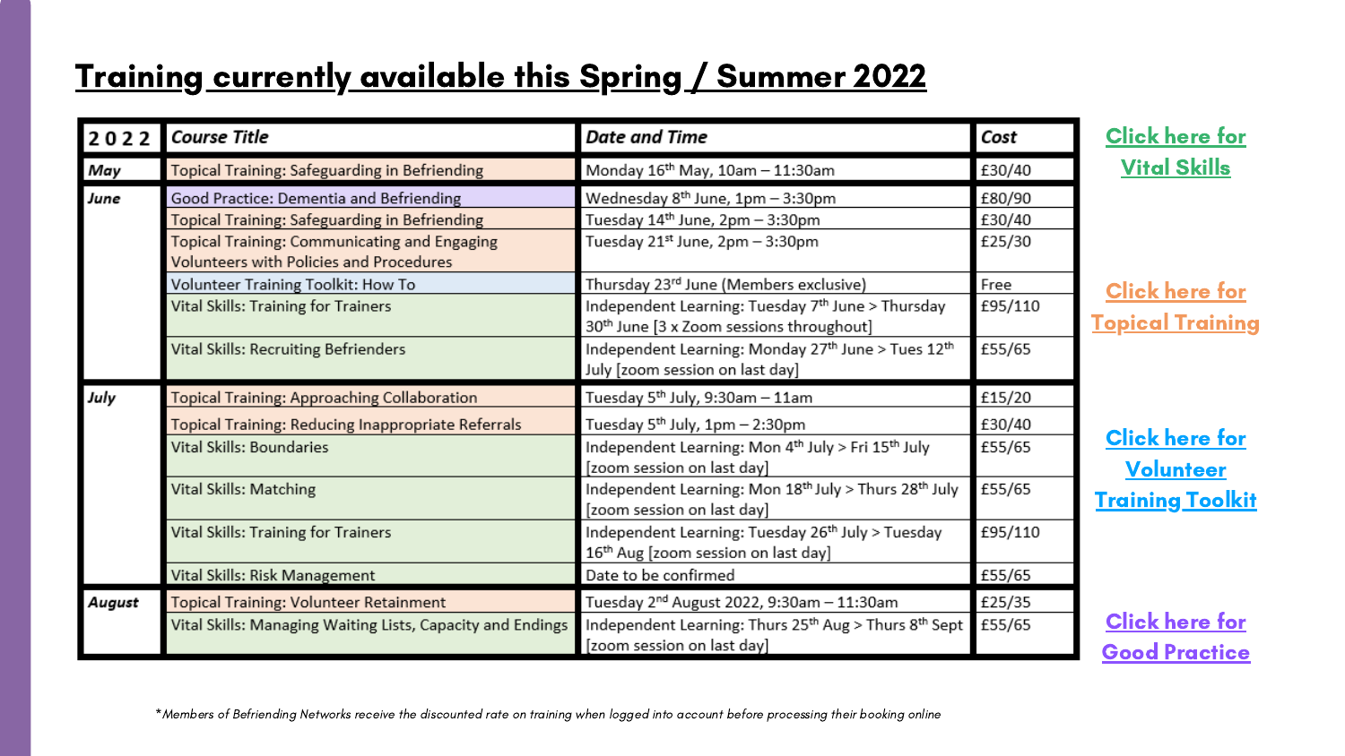# Training currently available this Spring / Summer 2022

| 2022 | Course Title | Date and Time | Cost |
|---|---|---|---|
| May | Topical Training: Safeguarding in Befriending | Monday 16th May, 10am – 11:30am | £30/40 |
| June | Good Practice: Dementia and Befriending | Wednesday 8th June, 1pm – 3:30pm | £80/90 |
| | Topical Training: Safeguarding in Befriending | Tuesday 14th June, 2pm – 3:30pm | £30/40 |
| | Topical Training: Communicating and Engaging Volunteers with Policies and Procedures | Tuesday 21st June, 2pm – 3:30pm | £25/30 |
| | Volunteer Training Toolkit: How To | Thursday 23rd June (Members exclusive) | Free |
| | Vital Skills: Training for Trainers | Independent Learning: Tuesday 7th June > Thursday 30th June [3 x Zoom sessions throughout] | £95/110 |
| | Vital Skills: Recruiting Befrienders | Independent Learning: Monday 27th June > Tues 12th July [zoom session on last day] | £55/65 |
| July | Topical Training: Approaching Collaboration | Tuesday 5th July, 9:30am – 11am | £15/20 |
| | Topical Training: Reducing Inappropriate Referrals | Tuesday 5th July, 1pm – 2:30pm | £30/40 |
| | Vital Skills: Boundaries | Independent Learning: Mon 4th July > Fri 15th July [zoom session on last day] | £55/65 |
| | Vital Skills: Matching | Independent Learning: Mon 18th July > Thurs 28th July [zoom session on last day] | £55/65 |
| | Vital Skills: Training for Trainers | Independent Learning: Tuesday 26th July > Tuesday 16th Aug [zoom session on last day] | £95/110 |
| | Vital Skills: Risk Management | Date to be confirmed | £55/65 |
| August | Topical Training: Volunteer Retainment | Tuesday 2nd August 2022, 9:30am – 11:30am | £25/35 |
| | Vital Skills: Managing Waiting Lists, Capacity and Endings | Independent Learning: Thurs 25th Aug > Thurs 8th Sept [zoom session on last day] | £55/65 |

Click here for Vital Skills

Click here for Topical Training

Click here for Volunteer Training Toolkit

Click here for Good Practice

*Members of Befriending Networks receive the discounted rate on training when logged into account before processing their booking online*